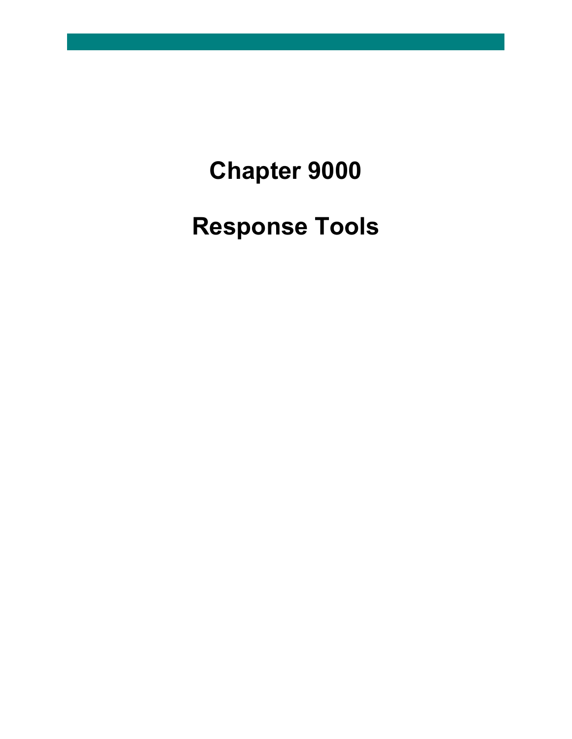# Chapter 9000

# Response Tools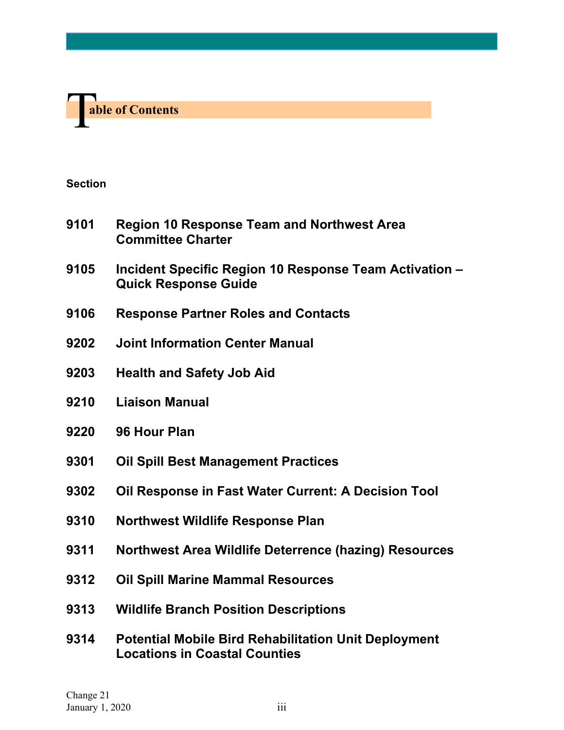# Table of Contents

**Section**

| | |
|---|---|
| **9101** | **Region 10 Response Team and Northwest Area Committee Charter** |
| **9105** | **Incident Specific Region 10 Response Team Activation – Quick Response Guide** |
| **9106** | **Response Partner Roles and Contacts** |
| **9202** | **Joint Information Center Manual** |
| **9203** | **Health and Safety Job Aid** |
| **9210** | **Liaison Manual** |
| **9220** | **96 Hour Plan** |
| **9301** | **Oil Spill Best Management Practices** |
| **9302** | **Oil Response in Fast Water Current: A Decision Tool** |
| **9310** | **Northwest Wildlife Response Plan** |
| **9311** | **Northwest Area Wildlife Deterrence (hazing) Resources** |
| **9312** | **Oil Spill Marine Mammal Resources** |
| **9313** | **Wildlife Branch Position Descriptions** |
| **9314** | **Potential Mobile Bird Rehabilitation Unit Deployment Locations in Coastal Counties** |

Change 21
January 1, 2020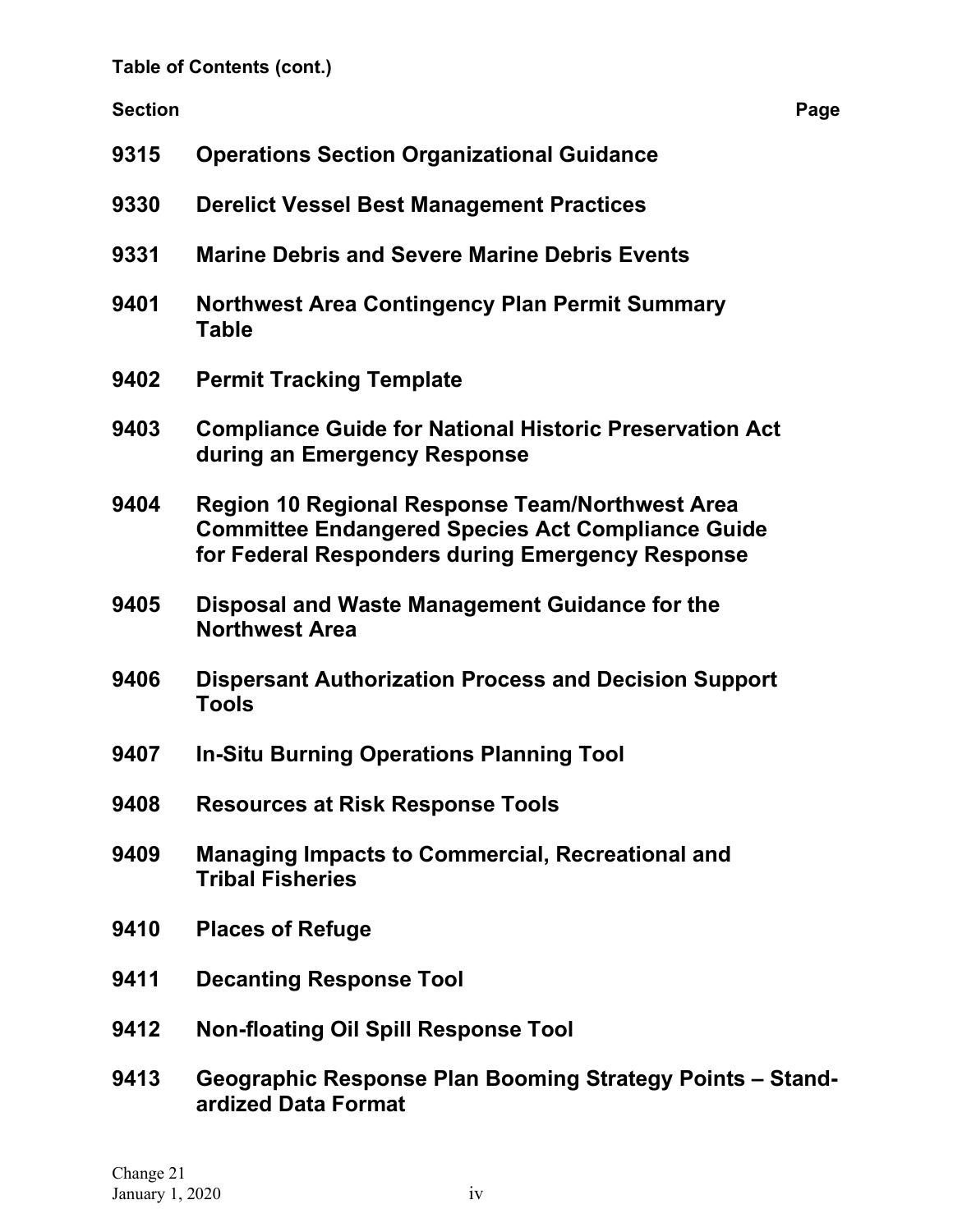**Table of Contents (cont.)**

| Section | | Page |
|---|---|---|
| **9315** | **Operations Section Organizational Guidance** | |
| **9330** | **Derelict Vessel Best Management Practices** | |
| **9331** | **Marine Debris and Severe Marine Debris Events** | |
| **9401** | **Northwest Area Contingency Plan Permit Summary Table** | |
| **9402** | **Permit Tracking Template** | |
| **9403** | **Compliance Guide for National Historic Preservation Act during an Emergency Response** | |
| **9404** | **Region 10 Regional Response Team/Northwest Area Committee Endangered Species Act Compliance Guide for Federal Responders during Emergency Response** | |
| **9405** | **Disposal and Waste Management Guidance for the Northwest Area** | |
| **9406** | **Dispersant Authorization Process and Decision Support Tools** | |
| **9407** | **In-Situ Burning Operations Planning Tool** | |
| **9408** | **Resources at Risk Response Tools** | |
| **9409** | **Managing Impacts to Commercial, Recreational and Tribal Fisheries** | |
| **9410** | **Places of Refuge** | |
| **9411** | **Decanting Response Tool** | |
| **9412** | **Non-floating Oil Spill Response Tool** | |
| **9413** | **Geographic Response Plan Booming Strategy Points – Standardized Data Format** | |

Change 21
January 1, 2020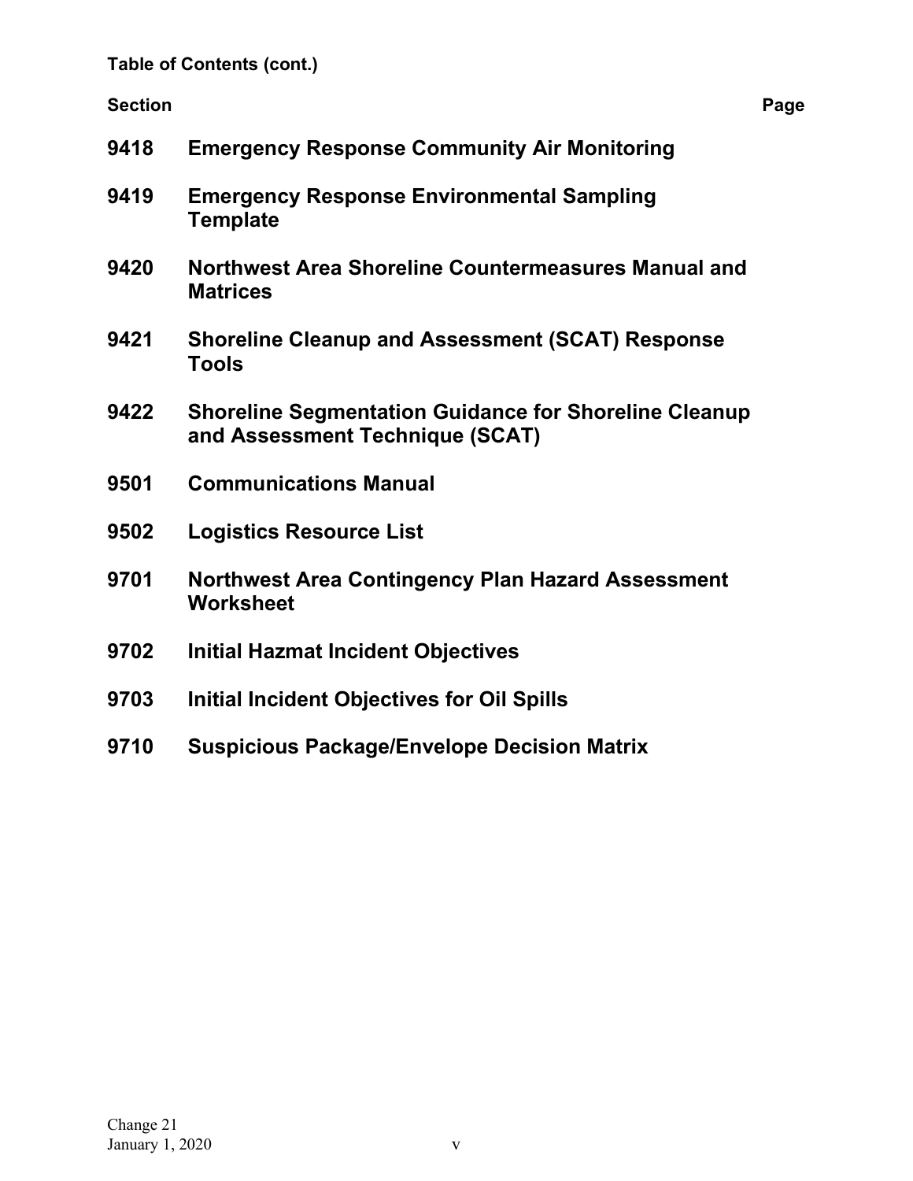**Table of Contents (cont.)**

| Section | | Page |
|---|---|---|
| **9418** | **Emergency Response Community Air Monitoring** | |
| **9419** | **Emergency Response Environmental Sampling Template** | |
| **9420** | **Northwest Area Shoreline Countermeasures Manual and Matrices** | |
| **9421** | **Shoreline Cleanup and Assessment (SCAT) Response Tools** | |
| **9422** | **Shoreline Segmentation Guidance for Shoreline Cleanup and Assessment Technique (SCAT)** | |
| **9501** | **Communications Manual** | |
| **9502** | **Logistics Resource List** | |
| **9701** | **Northwest Area Contingency Plan Hazard Assessment Worksheet** | |
| **9702** | **Initial Hazmat Incident Objectives** | |
| **9703** | **Initial Incident Objectives for Oil Spills** | |
| **9710** | **Suspicious Package/Envelope Decision Matrix** | |

Change 21
January 1, 2020